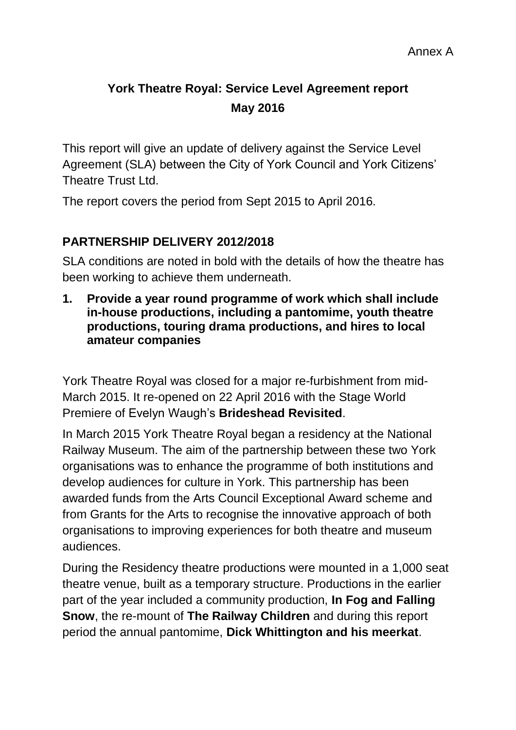Annex A

# York Theatre Royal: Service Level Agreement report
## May 2016

This report will give an update of delivery against the Service Level Agreement (SLA) between the City of York Council and York Citizens' Theatre Trust Ltd.

The report covers the period from Sept 2015 to April 2016.

## PARTNERSHIP DELIVERY 2012/2018

SLA conditions are noted in bold with the details of how the theatre has been working to achieve them underneath.

1. **Provide a year round programme of work which shall include in-house productions, including a pantomime, youth theatre productions, touring drama productions, and hires to local amateur companies**

York Theatre Royal was closed for a major re-furbishment from mid-March 2015. It re-opened on 22 April 2016 with the Stage World Premiere of Evelyn Waugh's **Brideshead Revisited**.

In March 2015 York Theatre Royal began a residency at the National Railway Museum. The aim of the partnership between these two York organisations was to enhance the programme of both institutions and develop audiences for culture in York. This partnership has been awarded funds from the Arts Council Exceptional Award scheme and from Grants for the Arts to recognise the innovative approach of both organisations to improving experiences for both theatre and museum audiences.

During the Residency theatre productions were mounted in a 1,000 seat theatre venue, built as a temporary structure. Productions in the earlier part of the year included a community production, **In Fog and Falling Snow**, the re-mount of **The Railway Children** and during this report period the annual pantomime, **Dick Whittington and his meerkat**.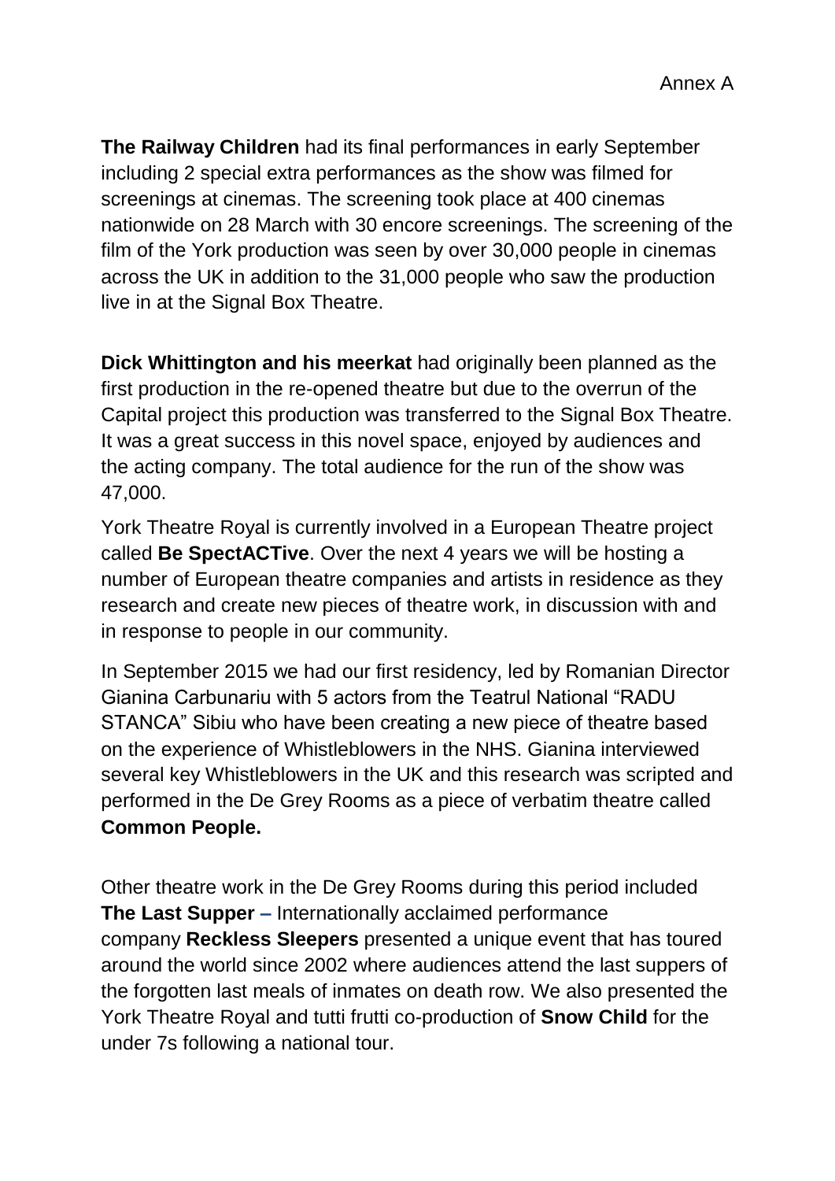Annex A

**The Railway Children** had its final performances in early September including 2 special extra performances as the show was filmed for screenings at cinemas. The screening took place at 400 cinemas nationwide on 28 March with 30 encore screenings. The screening of the film of the York production was seen by over 30,000 people in cinemas across the UK in addition to the 31,000 people who saw the production live in at the Signal Box Theatre.

**Dick Whittington and his meerkat** had originally been planned as the first production in the re-opened theatre but due to the overrun of the Capital project this production was transferred to the Signal Box Theatre. It was a great success in this novel space, enjoyed by audiences and the acting company. The total audience for the run of the show was 47,000.

York Theatre Royal is currently involved in a European Theatre project called **Be SpectACTive**. Over the next 4 years we will be hosting a number of European theatre companies and artists in residence as they research and create new pieces of theatre work, in discussion with and in response to people in our community.

In September 2015 we had our first residency, led by Romanian Director Gianina Carbunariu with 5 actors from the Teatrul National "RADU STANCA" Sibiu who have been creating a new piece of theatre based on the experience of Whistleblowers in the NHS. Gianina interviewed several key Whistleblowers in the UK and this research was scripted and performed in the De Grey Rooms as a piece of verbatim theatre called **Common People.**

Other theatre work in the De Grey Rooms during this period included **The Last Supper –** Internationally acclaimed performance company **Reckless Sleepers** presented a unique event that has toured around the world since 2002 where audiences attend the last suppers of the forgotten last meals of inmates on death row. We also presented the York Theatre Royal and tutti frutti co-production of **Snow Child** for the under 7s following a national tour.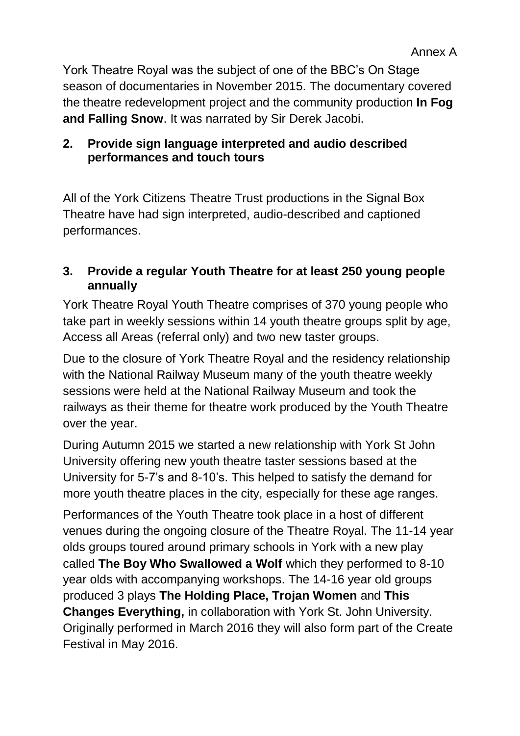York Theatre Royal was the subject of one of the BBC's On Stage season of documentaries in November 2015. The documentary covered the theatre redevelopment project and the community production **In Fog and Falling Snow**. It was narrated by Sir Derek Jacobi.

**2. Provide sign language interpreted and audio described performances and touch tours**

All of the York Citizens Theatre Trust productions in the Signal Box Theatre have had sign interpreted, audio-described and captioned performances.

**3. Provide a regular Youth Theatre for at least 250 young people annually**

York Theatre Royal Youth Theatre comprises of 370 young people who take part in weekly sessions within 14 youth theatre groups split by age, Access all Areas (referral only) and two new taster groups.

Due to the closure of York Theatre Royal and the residency relationship with the National Railway Museum many of the youth theatre weekly sessions were held at the National Railway Museum and took the railways as their theme for theatre work produced by the Youth Theatre over the year.

During Autumn 2015 we started a new relationship with York St John University offering new youth theatre taster sessions based at the University for 5-7's and 8-10's. This helped to satisfy the demand for more youth theatre places in the city, especially for these age ranges.

Performances of the Youth Theatre took place in a host of different venues during the ongoing closure of the Theatre Royal. The 11-14 year olds groups toured around primary schools in York with a new play called **The Boy Who Swallowed a Wolf** which they performed to 8-10 year olds with accompanying workshops. The 14-16 year old groups produced 3 plays **The Holding Place, Trojan Women** and **This Changes Everything,** in collaboration with York St. John University. Originally performed in March 2016 they will also form part of the Create Festival in May 2016.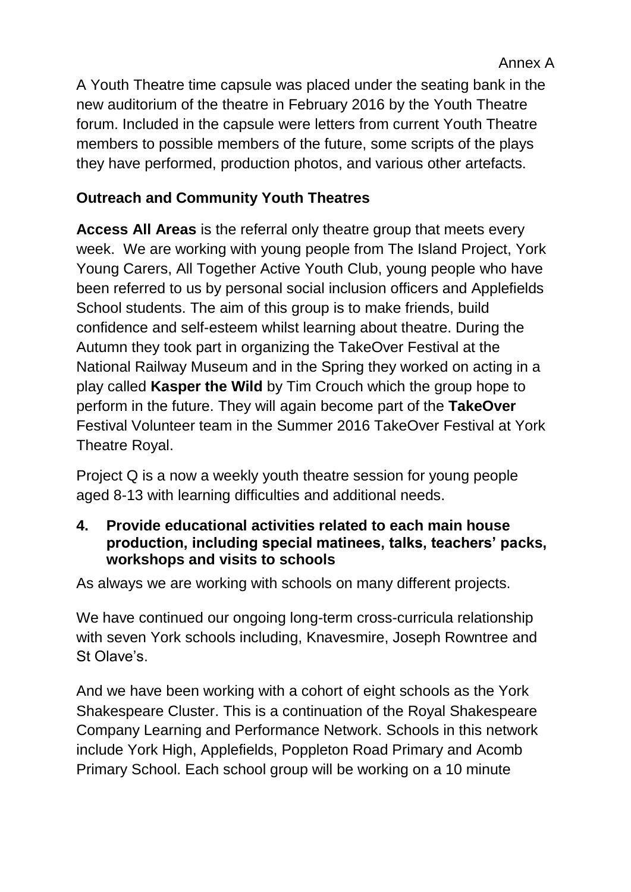A Youth Theatre time capsule was placed under the seating bank in the new auditorium of the theatre in February 2016 by the Youth Theatre forum. Included in the capsule were letters from current Youth Theatre members to possible members of the future, some scripts of the plays they have performed, production photos, and various other artefacts.

**Outreach and Community Youth Theatres**

**Access All Areas** is the referral only theatre group that meets every week. We are working with young people from The Island Project, York Young Carers, All Together Active Youth Club, young people who have been referred to us by personal social inclusion officers and Applefields School students. The aim of this group is to make friends, build confidence and self-esteem whilst learning about theatre. During the Autumn they took part in organizing the TakeOver Festival at the National Railway Museum and in the Spring they worked on acting in a play called **Kasper the Wild** by Tim Crouch which the group hope to perform in the future. They will again become part of the **TakeOver** Festival Volunteer team in the Summer 2016 TakeOver Festival at York Theatre Royal.

Project Q is a now a weekly youth theatre session for young people aged 8-13 with learning difficulties and additional needs.

**4. Provide educational activities related to each main house production, including special matinees, talks, teachers' packs, workshops and visits to schools**

As always we are working with schools on many different projects.

We have continued our ongoing long-term cross-curricula relationship with seven York schools including, Knavesmire, Joseph Rowntree and St Olave's.

And we have been working with a cohort of eight schools as the York Shakespeare Cluster. This is a continuation of the Royal Shakespeare Company Learning and Performance Network. Schools in this network include York High, Applefields, Poppleton Road Primary and Acomb Primary School. Each school group will be working on a 10 minute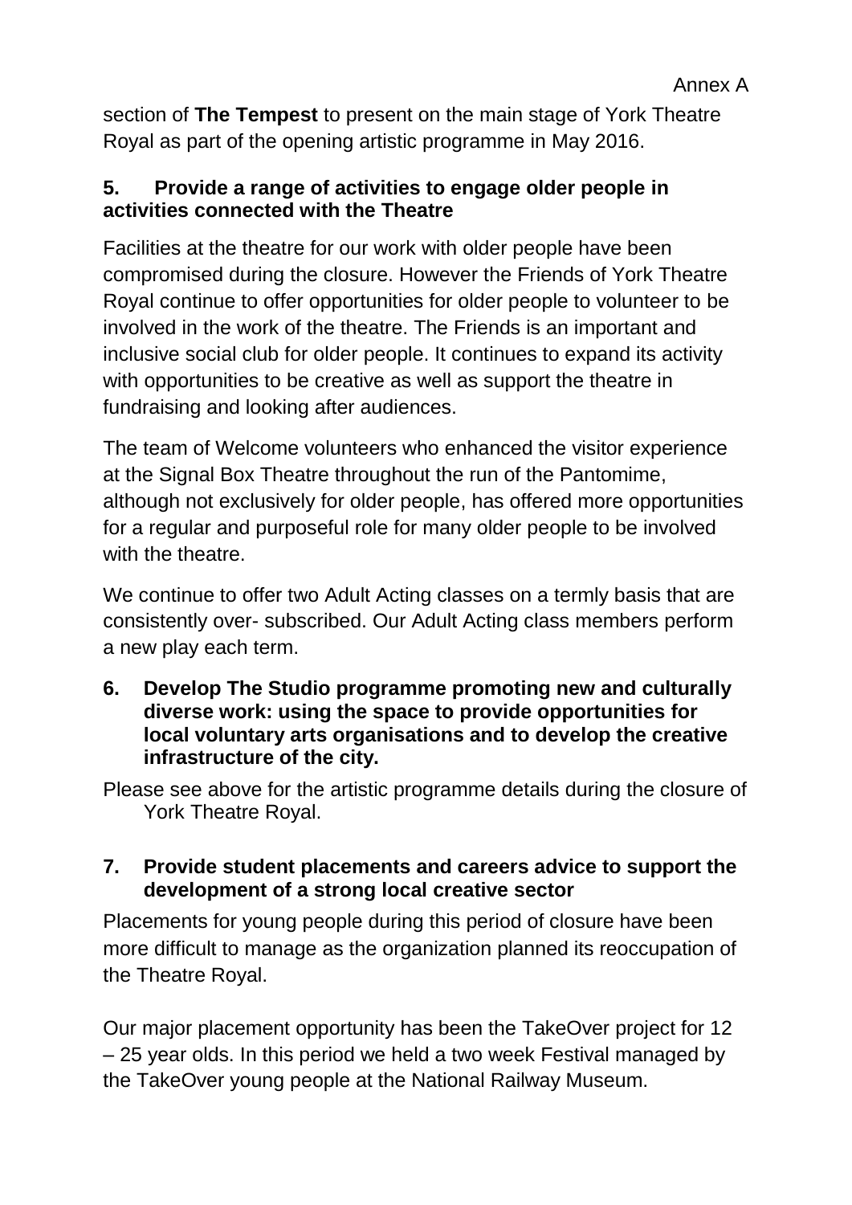section of **The Tempest** to present on the main stage of York Theatre Royal as part of the opening artistic programme in May 2016.

**5. Provide a range of activities to engage older people in activities connected with the Theatre**

Facilities at the theatre for our work with older people have been compromised during the closure. However the Friends of York Theatre Royal continue to offer opportunities for older people to volunteer to be involved in the work of the theatre. The Friends is an important and inclusive social club for older people. It continues to expand its activity with opportunities to be creative as well as support the theatre in fundraising and looking after audiences.

The team of Welcome volunteers who enhanced the visitor experience at the Signal Box Theatre throughout the run of the Pantomime, although not exclusively for older people, has offered more opportunities for a regular and purposeful role for many older people to be involved with the theatre.

We continue to offer two Adult Acting classes on a termly basis that are consistently over- subscribed. Our Adult Acting class members perform a new play each term.

**6. Develop The Studio programme promoting new and culturally diverse work: using the space to provide opportunities for local voluntary arts organisations and to develop the creative infrastructure of the city.**

Please see above for the artistic programme details during the closure of York Theatre Royal.

**7. Provide student placements and careers advice to support the development of a strong local creative sector**

Placements for young people during this period of closure have been more difficult to manage as the organization planned its reoccupation of the Theatre Royal.

Our major placement opportunity has been the TakeOver project for 12 – 25 year olds. In this period we held a two week Festival managed by the TakeOver young people at the National Railway Museum.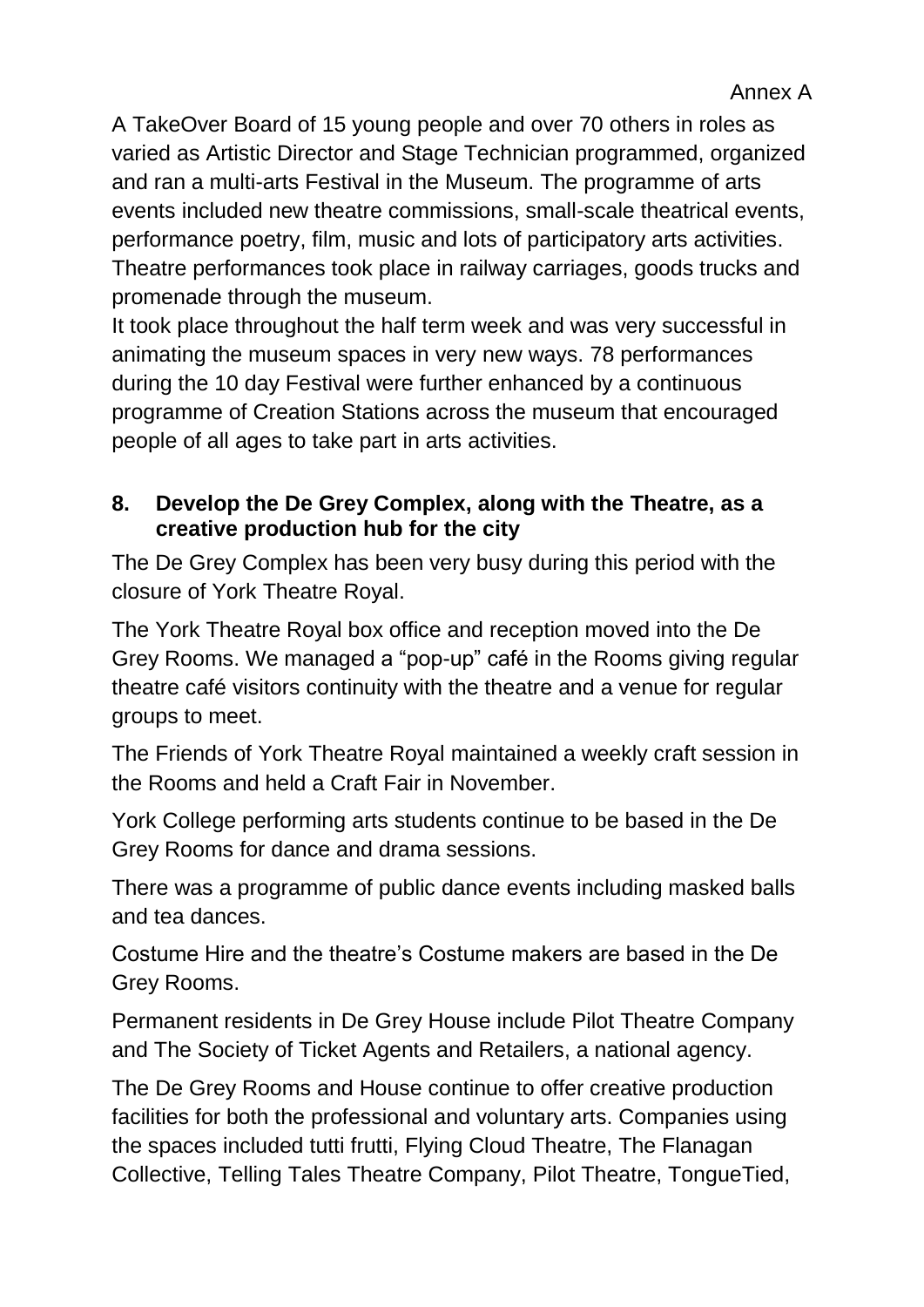A TakeOver Board of 15 young people and over 70 others in roles as varied as Artistic Director and Stage Technician programmed, organized and ran a multi-arts Festival in the Museum. The programme of arts events included new theatre commissions, small-scale theatrical events, performance poetry, film, music and lots of participatory arts activities. Theatre performances took place in railway carriages, goods trucks and promenade through the museum.
It took place throughout the half term week and was very successful in animating the museum spaces in very new ways. 78 performances during the 10 day Festival were further enhanced by a continuous programme of Creation Stations across the museum that encouraged people of all ages to take part in arts activities.

**8. Develop the De Grey Complex, along with the Theatre, as a creative production hub for the city**

The De Grey Complex has been very busy during this period with the closure of York Theatre Royal.

The York Theatre Royal box office and reception moved into the De Grey Rooms. We managed a "pop-up" café in the Rooms giving regular theatre café visitors continuity with the theatre and a venue for regular groups to meet.

The Friends of York Theatre Royal maintained a weekly craft session in the Rooms and held a Craft Fair in November.

York College performing arts students continue to be based in the De Grey Rooms for dance and drama sessions.

There was a programme of public dance events including masked balls and tea dances.

Costume Hire and the theatre's Costume makers are based in the De Grey Rooms.

Permanent residents in De Grey House include Pilot Theatre Company and The Society of Ticket Agents and Retailers, a national agency.

The De Grey Rooms and House continue to offer creative production facilities for both the professional and voluntary arts. Companies using the spaces included tutti frutti, Flying Cloud Theatre, The Flanagan Collective, Telling Tales Theatre Company, Pilot Theatre, TongueTied,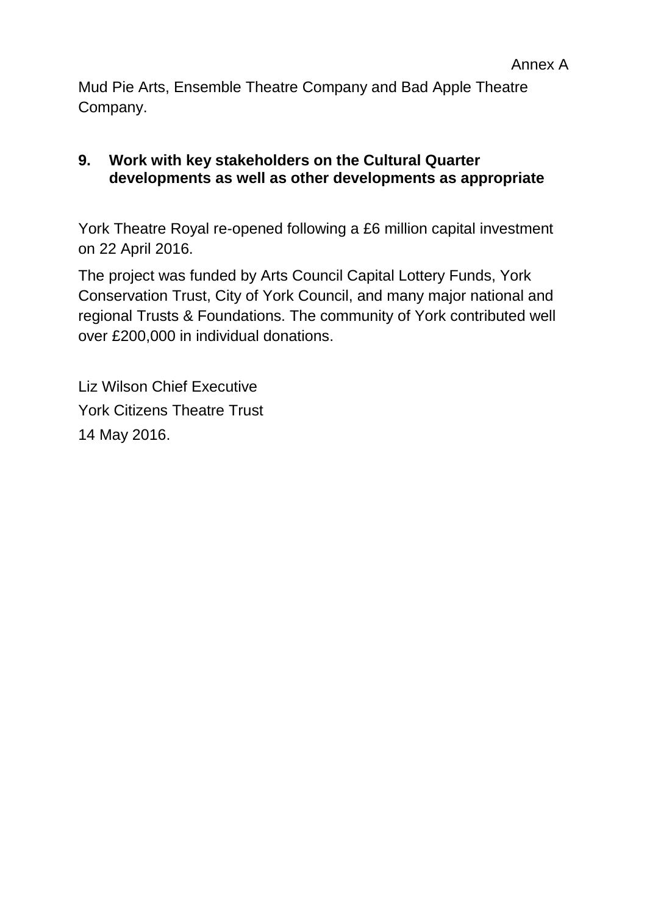Mud Pie Arts, Ensemble Theatre Company and Bad Apple Theatre Company.

**9. Work with key stakeholders on the Cultural Quarter developments as well as other developments as appropriate**

York Theatre Royal re-opened following a £6 million capital investment on 22 April 2016.

The project was funded by Arts Council Capital Lottery Funds, York Conservation Trust, City of York Council, and many major national and regional Trusts & Foundations. The community of York contributed well over £200,000 in individual donations.

Liz Wilson Chief Executive

York Citizens Theatre Trust

14 May 2016.